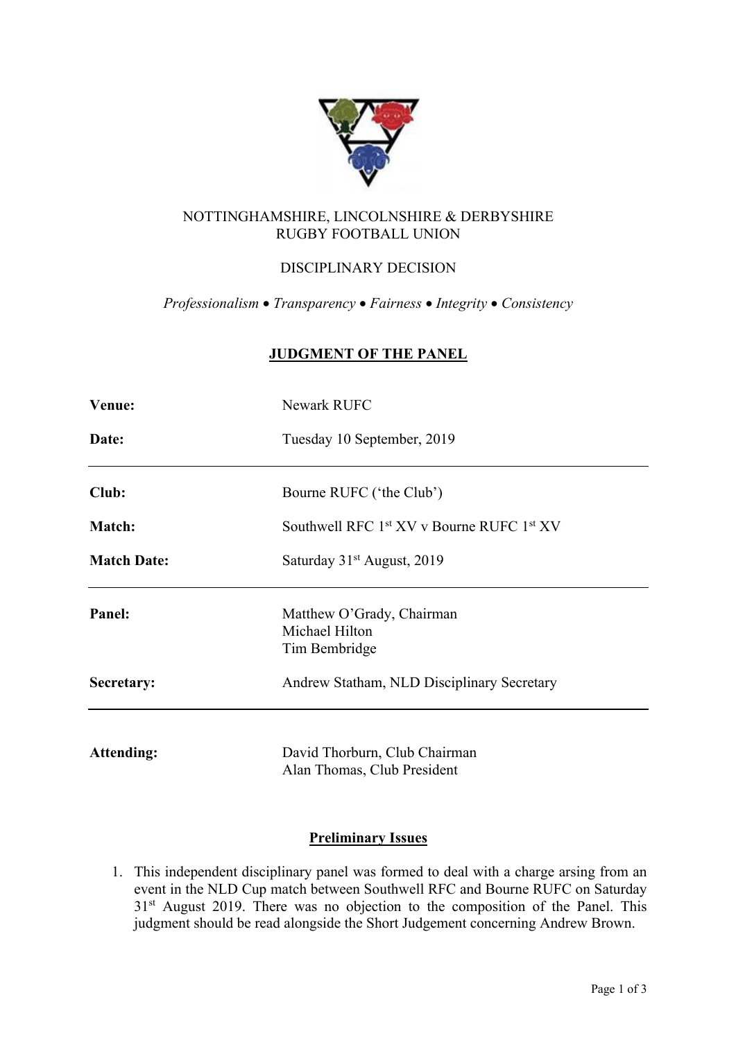NOTTINGHAMSHIRE, LINCOLNSHIRE & DERBYSHIRE
RUGBY FOOTBALL UNION

DISCIPLINARY DECISION

*Professionalism • Transparency • Fairness • Integrity • Consistency*

## JUDGMENT OF THE PANEL

| | |
|---|---|
| **Venue:** | Newark RUFC |
| **Date:** | Tuesday 10 September, 2019 |
| **Club:** | Bourne RUFC ('the Club') |
| **Match:** | Southwell RFC 1st XV v Bourne RUFC 1st XV |
| **Match Date:** | Saturday 31st August, 2019 |
| **Panel:** | Matthew O'Grady, Chairman<br>Michael Hilton<br>Tim Bembridge |
| **Secretary:** | Andrew Statham, NLD Disciplinary Secretary |
| **Attending:** | David Thorburn, Club Chairman<br>Alan Thomas, Club President |

### Preliminary Issues

1. This independent disciplinary panel was formed to deal with a charge arsing from an event in the NLD Cup match between Southwell RFC and Bourne RUFC on Saturday 31st August 2019. There was no objection to the composition of the Panel. This judgment should be read alongside the Short Judgement concerning Andrew Brown.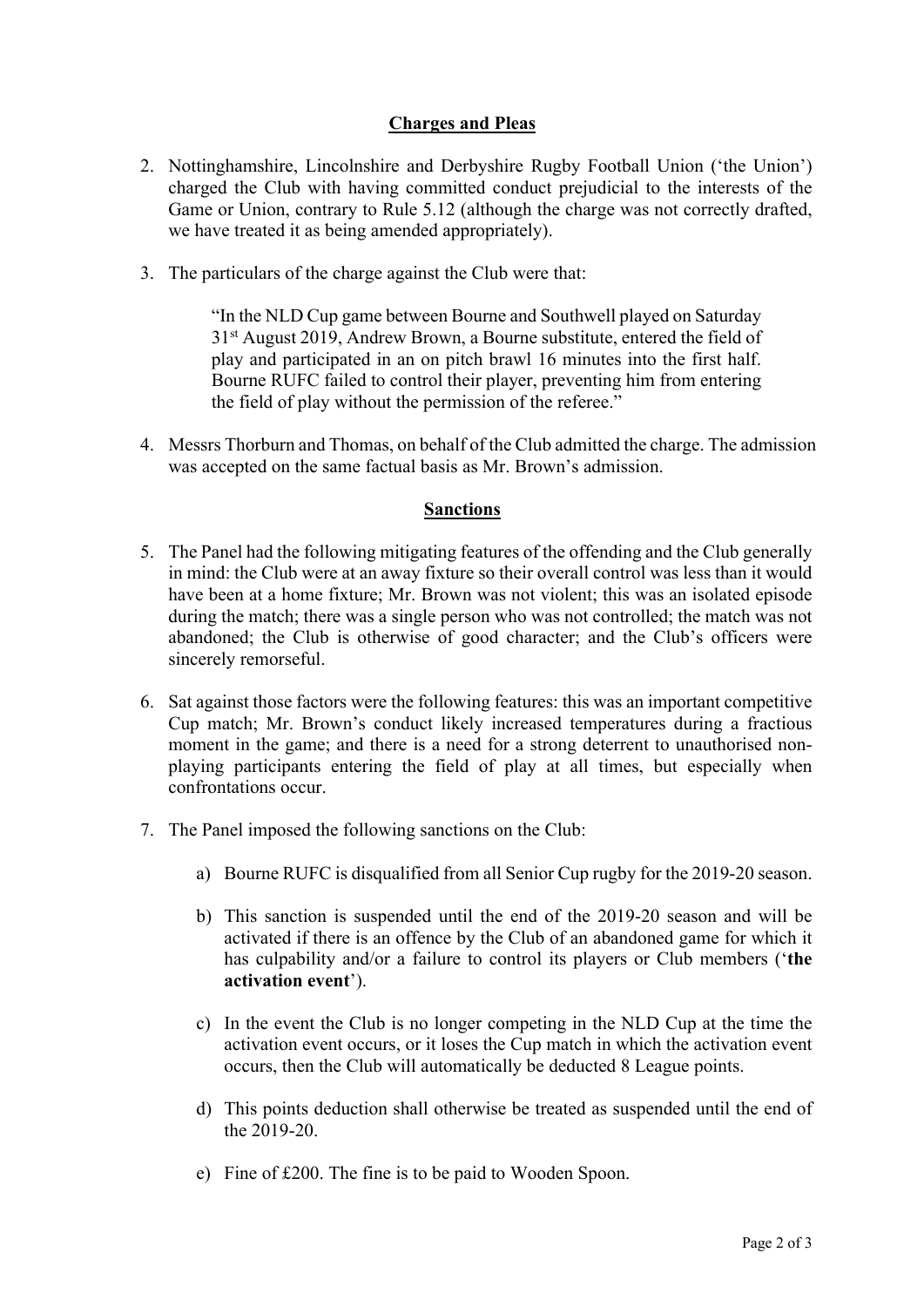## Charges and Pleas

2. Nottinghamshire, Lincolnshire and Derbyshire Rugby Football Union ('the Union') charged the Club with having committed conduct prejudicial to the interests of the Game or Union, contrary to Rule 5.12 (although the charge was not correctly drafted, we have treated it as being amended appropriately).

3. The particulars of the charge against the Club were that:

   > "In the NLD Cup game between Bourne and Southwell played on Saturday 31st August 2019, Andrew Brown, a Bourne substitute, entered the field of play and participated in an on pitch brawl 16 minutes into the first half. Bourne RUFC failed to control their player, preventing him from entering the field of play without the permission of the referee."

4. Messrs Thorburn and Thomas, on behalf of the Club admitted the charge. The admission was accepted on the same factual basis as Mr. Brown's admission.

## Sanctions

5. The Panel had the following mitigating features of the offending and the Club generally in mind: the Club were at an away fixture so their overall control was less than it would have been at a home fixture; Mr. Brown was not violent; this was an isolated episode during the match; there was a single person who was not controlled; the match was not abandoned; the Club is otherwise of good character; and the Club's officers were sincerely remorseful.

6. Sat against those factors were the following features: this was an important competitive Cup match; Mr. Brown's conduct likely increased temperatures during a fractious moment in the game; and there is a need for a strong deterrent to unauthorised non-playing participants entering the field of play at all times, but especially when confrontations occur.

7. The Panel imposed the following sanctions on the Club:

   a) Bourne RUFC is disqualified from all Senior Cup rugby for the 2019-20 season.

   b) This sanction is suspended until the end of the 2019-20 season and will be activated if there is an offence by the Club of an abandoned game for which it has culpability and/or a failure to control its players or Club members ('**the activation event**').

   c) In the event the Club is no longer competing in the NLD Cup at the time the activation event occurs, or it loses the Cup match in which the activation event occurs, then the Club will automatically be deducted 8 League points.

   d) This points deduction shall otherwise be treated as suspended until the end of the 2019-20.

   e) Fine of £200. The fine is to be paid to Wooden Spoon.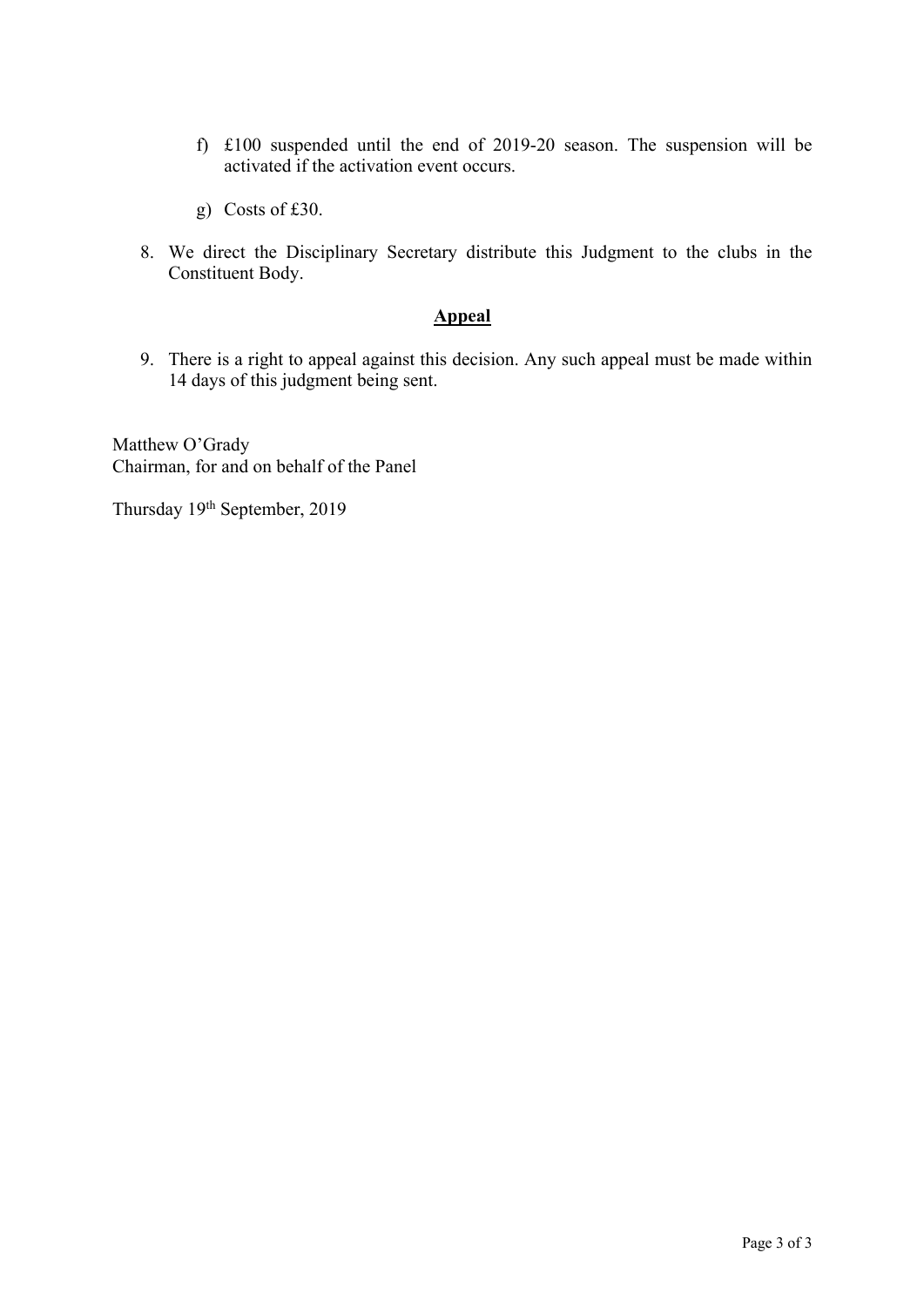f) £100 suspended until the end of 2019-20 season. The suspension will be activated if the activation event occurs.

g) Costs of £30.

8. We direct the Disciplinary Secretary distribute this Judgment to the clubs in the Constituent Body.

## Appeal

9. There is a right to appeal against this decision. Any such appeal must be made within 14 days of this judgment being sent.

Matthew O'Grady
Chairman, for and on behalf of the Panel

Thursday 19th September, 2019